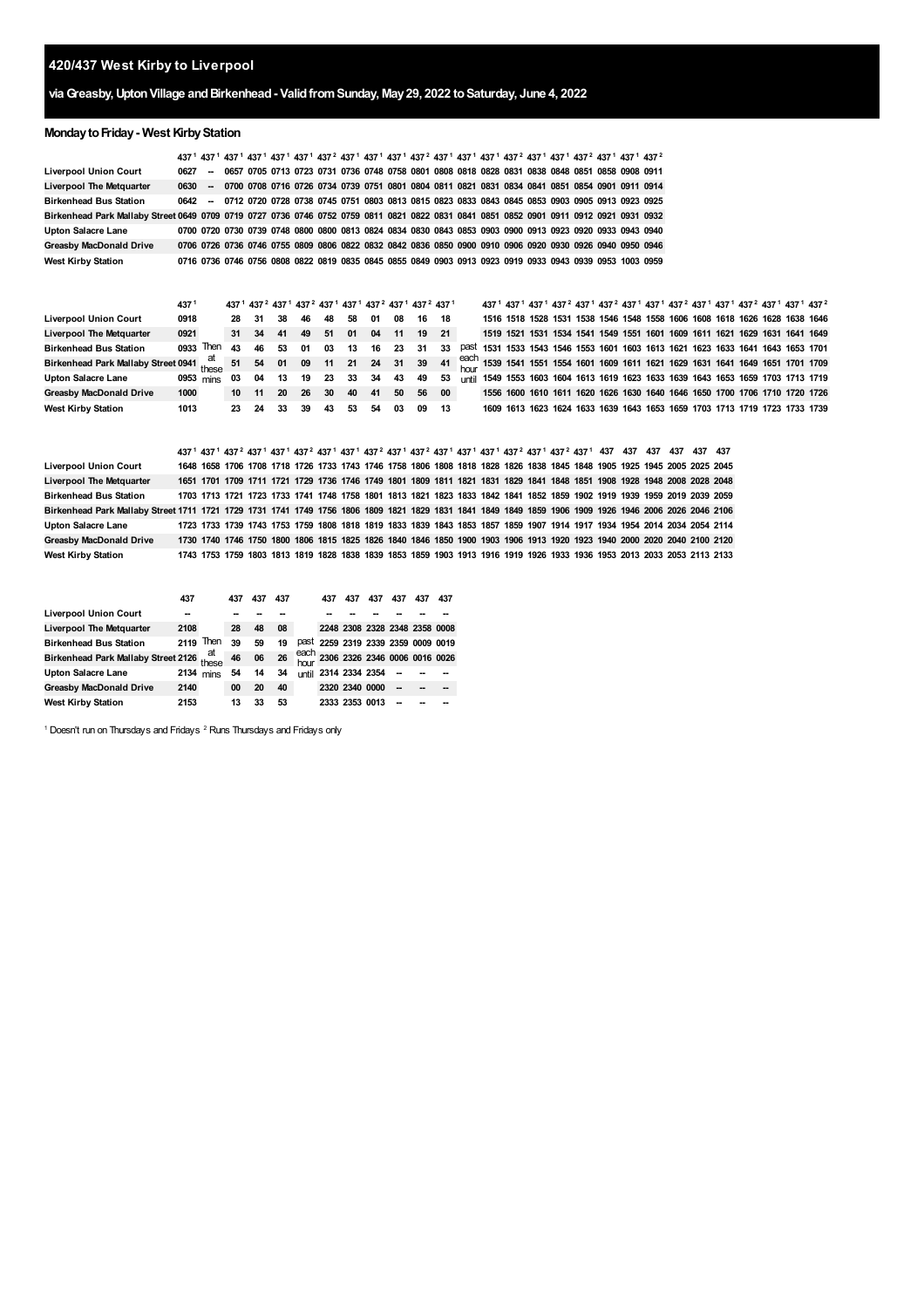# 420/437 West Kirby to Liverpool

## via Greasby, Upton Village and Birkenhead - Valid from Sunday, May 29, 2022 to Saturday, June 4, 2022

### Monday to Friday - West Kirby Station

| | 437 [1] | 437 [1] | 437 [1] | 437 [1] | 437 [1] | 437 [2] | 437 [1] | 437 [1] | 437 [1] | 437 [2] | 437 [1] | 437 [1] | 437 [1] | 437 [2] | 437 [1] | 437 [1] | 437 [2] | 437 [1] | 437 [1] | 437 [2] |
|---|---|---|---|---|---|---|---|---|---|---|---|---|---|---|---|---|---|---|---|---|
| Liverpool Union Court | 0627 | -- | 0657 | 0705 | 0713 | 0723 | 0731 | 0736 | 0748 | 0758 | 0801 | 0808 | 0818 | 0828 | 0831 | 0838 | 0848 | 0851 | 0858 | 0908 | 0911 |
| Liverpool The Metquarter | 0630 | -- | 0700 | 0708 | 0716 | 0726 | 0734 | 0739 | 0751 | 0801 | 0804 | 0811 | 0821 | 0831 | 0834 | 0841 | 0851 | 0854 | 0901 | 0911 | 0914 |
| Birkenhead Bus Station | 0642 | -- | 0712 | 0720 | 0728 | 0738 | 0745 | 0751 | 0803 | 0813 | 0815 | 0823 | 0833 | 0843 | 0845 | 0853 | 0903 | 0905 | 0913 | 0923 | 0925 |
| Birkenhead Park Mallaby Street | 0649 | 0709 | 0719 | 0727 | 0736 | 0746 | 0752 | 0759 | 0811 | 0821 | 0822 | 0831 | 0841 | 0851 | 0852 | 0901 | 0911 | 0912 | 0921 | 0931 | 0932 |
| Upton Salacre Lane | 0700 | 0720 | 0730 | 0739 | 0748 | 0800 | 0800 | 0813 | 0824 | 0834 | 0830 | 0843 | 0853 | 0903 | 0900 | 0913 | 0923 | 0920 | 0933 | 0943 | 0940 |
| Greasby MacDonald Drive | 0706 | 0726 | 0736 | 0746 | 0755 | 0809 | 0806 | 0822 | 0832 | 0842 | 0836 | 0850 | 0900 | 0910 | 0906 | 0920 | 0930 | 0926 | 0940 | 0950 | 0946 |
| West Kirby Station | 0716 | 0736 | 0746 | 0756 | 0808 | 0822 | 0819 | 0835 | 0845 | 0855 | 0849 | 0903 | 0913 | 0923 | 0919 | 0933 | 0943 | 0939 | 0953 | 1003 | 0959 |

| | 437 [1] | | 437 [1] | 437 [2] | 437 [1] | 437 [2] | 437 [1] | 437 [1] | 437 [2] | 437 [1] | 437 [2] | 437 [1] | | 437 [1] | 437 [1] | 437 [1] | 437 [2] | 437 [1] | 437 [2] | 437 [1] | 437 [1] | 437 [2] | 437 [1] | 437 [1] | 437 [2] | 437 [1] | 437 [1] | 437 [2] |
|---|---|---|---|---|---|---|---|---|---|---|---|---|---|---|---|---|---|---|---|---|---|---|---|---|---|---|---|---|
| Liverpool Union Court | 0918 | | 28 | 31 | 38 | 46 | 48 | 58 | 01 | 08 | 16 | 18 | | 1516 | 1518 | 1528 | 1531 | 1538 | 1546 | 1548 | 1558 | 1606 | 1608 | 1618 | 1626 | 1628 | 1638 | 1646 |
| Liverpool The Metquarter | 0921 | | 31 | 34 | 41 | 49 | 51 | 01 | 04 | 11 | 19 | 21 | | 1519 | 1521 | 1531 | 1534 | 1541 | 1549 | 1551 | 1601 | 1609 | 1611 | 1621 | 1629 | 1631 | 1641 | 1649 |
| Birkenhead Bus Station | 0933 | Then | 43 | 46 | 53 | 01 | 03 | 13 | 16 | 23 | 31 | 33 | past | 1531 | 1533 | 1543 | 1546 | 1553 | 1601 | 1603 | 1613 | 1621 | 1623 | 1633 | 1641 | 1643 | 1653 | 1701 |
| Birkenhead Park Mallaby Street | 0941 | at these | 51 | 54 | 01 | 09 | 11 | 21 | 24 | 31 | 39 | 41 | each hour | 1539 | 1541 | 1551 | 1554 | 1601 | 1609 | 1611 | 1621 | 1629 | 1631 | 1641 | 1649 | 1651 | 1701 | 1709 |
| Upton Salacre Lane | 0953 | mins | 03 | 04 | 13 | 19 | 23 | 33 | 34 | 43 | 49 | 53 | until | 1549 | 1553 | 1603 | 1604 | 1613 | 1619 | 1623 | 1633 | 1639 | 1643 | 1653 | 1659 | 1703 | 1713 | 1719 |
| Greasby MacDonald Drive | 1000 | | 10 | 11 | 20 | 26 | 30 | 40 | 41 | 50 | 56 | 00 | | 1556 | 1600 | 1610 | 1611 | 1620 | 1626 | 1630 | 1640 | 1646 | 1650 | 1700 | 1706 | 1710 | 1720 | 1726 |
| West Kirby Station | 1013 | | 23 | 24 | 33 | 39 | 43 | 53 | 54 | 03 | 09 | 13 | | 1609 | 1613 | 1623 | 1624 | 1633 | 1639 | 1643 | 1653 | 1659 | 1703 | 1713 | 1719 | 1723 | 1733 | 1739 |

| | 437 [1] | 437 [1] | 437 [2] | 437 [1] | 437 [1] | 437 [2] | 437 [1] | 437 [1] | 437 [2] | 437 [1] | 437 [2] | 437 [1] | 437 [1] | 437 [1] | 437 [2] | 437 [1] | 437 [2] | 437 [1] | 437 | 437 | 437 | 437 | 437 | 437 |
|---|---|---|---|---|---|---|---|---|---|---|---|---|---|---|---|---|---|---|---|---|---|---|---|---|
| Liverpool Union Court | 1648 | 1658 | 1706 | 1708 | 1718 | 1726 | 1733 | 1743 | 1746 | 1758 | 1806 | 1808 | 1818 | 1828 | 1826 | 1838 | 1845 | 1848 | 1905 | 1925 | 1945 | 2005 | 2025 | 2045 |
| Liverpool The Metquarter | 1651 | 1701 | 1709 | 1711 | 1721 | 1729 | 1736 | 1746 | 1749 | 1801 | 1809 | 1811 | 1821 | 1831 | 1829 | 1841 | 1848 | 1851 | 1908 | 1928 | 1948 | 2008 | 2028 | 2048 |
| Birkenhead Bus Station | 1703 | 1713 | 1721 | 1723 | 1733 | 1741 | 1748 | 1758 | 1801 | 1813 | 1821 | 1823 | 1833 | 1842 | 1841 | 1852 | 1859 | 1902 | 1919 | 1939 | 1959 | 2019 | 2039 | 2059 |
| Birkenhead Park Mallaby Street | 1711 | 1721 | 1729 | 1731 | 1741 | 1749 | 1756 | 1806 | 1809 | 1821 | 1829 | 1831 | 1841 | 1849 | 1849 | 1859 | 1906 | 1909 | 1926 | 1946 | 2006 | 2026 | 2046 | 2106 |
| Upton Salacre Lane | 1723 | 1733 | 1739 | 1743 | 1753 | 1759 | 1808 | 1818 | 1819 | 1833 | 1839 | 1843 | 1853 | 1857 | 1859 | 1907 | 1914 | 1917 | 1934 | 1954 | 2014 | 2034 | 2054 | 2114 |
| Greasby MacDonald Drive | 1730 | 1740 | 1746 | 1750 | 1800 | 1806 | 1815 | 1825 | 1826 | 1840 | 1846 | 1850 | 1900 | 1903 | 1906 | 1913 | 1920 | 1923 | 1940 | 2000 | 2020 | 2040 | 2100 | 2120 |
| West Kirby Station | 1743 | 1753 | 1759 | 1803 | 1813 | 1819 | 1828 | 1838 | 1839 | 1853 | 1859 | 1903 | 1913 | 1916 | 1919 | 1926 | 1933 | 1936 | 1953 | 2013 | 2033 | 2053 | 2113 | 2133 |

| | 437 | | 437 | 437 | 437 | | 437 | 437 | 437 | 437 | 437 | 437 |
|---|---|---|---|---|---|---|---|---|---|---|---|---|
| Liverpool Union Court | -- | | -- | -- | -- | | -- | -- | -- | -- | -- | -- |
| Liverpool The Metquarter | 2108 | | 28 | 48 | 08 | | 2248 | 2308 | 2328 | 2348 | 2358 | 0008 |
| Birkenhead Bus Station | 2119 | Then | 39 | 59 | 19 | past | 2259 | 2319 | 2339 | 2359 | 0009 | 0019 |
| Birkenhead Park Mallaby Street | 2126 | at these | 46 | 06 | 26 | each hour | 2306 | 2326 | 2346 | 0006 | 0016 | 0026 |
| Upton Salacre Lane | 2134 | mins | 54 | 14 | 34 | until | 2314 | 2334 | 2354 | -- | -- | -- |
| Greasby MacDonald Drive | 2140 | | 00 | 20 | 40 | | 2320 | 2340 | 0000 | -- | -- | -- |
| West Kirby Station | 2153 | | 13 | 33 | 53 | | 2333 | 2353 | 0013 | -- | -- | -- |

[1] Doesn't run on Thursdays and Fridays [2] Runs Thursdays and Fridays only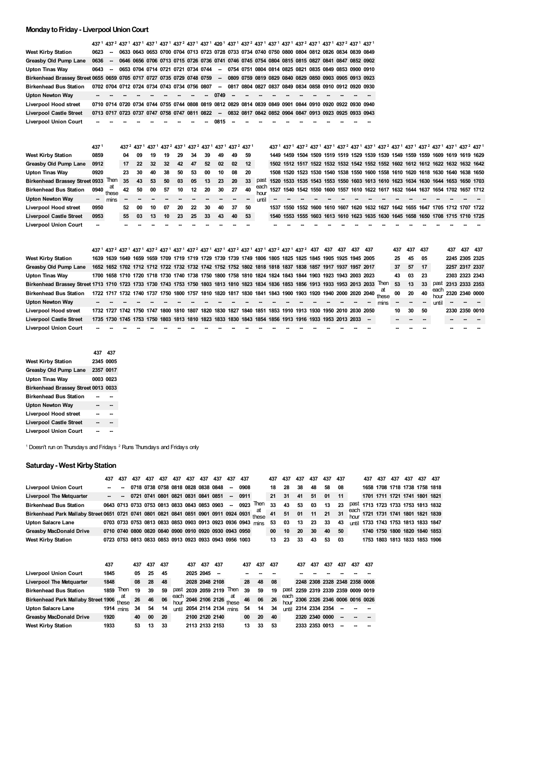## Monday to Friday - Liverpool Union Court

| | 437[1] | 437[2] | 437[1] | 437[1] | 437[1] | 437[1] | 437[2] | 437[1] | 437[1] | 420[1] | 437[1] | 437[2] | 437[1] | 437[1] | 437[1] | 437[2] | 437[1] | 437[1] | 437[2] | 437[1] | 437[1] |
|---|---|---|---|---|---|---|---|---|---|---|---|---|---|---|---|---|---|---|---|---|---|
| West Kirby Station | 0623 | -- | 0633 | 0643 | 0653 | 0700 | 0704 | 0713 | 0723 | 0728 | 0733 | 0734 | 0740 | 0750 | 0800 | 0804 | 0812 | 0826 | 0834 | 0839 | 0849 |
| Greasby Old Pump Lane | 0636 | -- | 0646 | 0656 | 0706 | 0713 | 0715 | 0726 | 0736 | 0741 | 0746 | 0745 | 0754 | 0804 | 0815 | 0815 | 0827 | 0841 | 0847 | 0852 | 0902 |
| Upton Tinas Way | 0643 | -- | 0653 | 0704 | 0714 | 0721 | 0721 | 0734 | 0744 | -- | 0754 | 0751 | 0804 | 0814 | 0825 | 0821 | 0835 | 0849 | 0853 | 0900 | 0910 |
| Birkenhead Brassey Street | 0655 | 0659 | 0705 | 0717 | 0727 | 0735 | 0729 | 0748 | 0759 | -- | 0809 | 0759 | 0819 | 0829 | 0840 | 0829 | 0850 | 0903 | 0905 | 0913 | 0923 |
| Birkenhead Bus Station | 0702 | 0704 | 0712 | 0724 | 0734 | 0743 | 0734 | 0756 | 0807 | -- | 0817 | 0804 | 0827 | 0837 | 0849 | 0834 | 0858 | 0910 | 0912 | 0920 | 0930 |
| Upton Newton Way | -- | -- | -- | -- | -- | -- | -- | -- | -- | 0749 | -- | -- | -- | -- | -- | -- | -- | -- | -- | -- | -- |
| Liverpool Hood street | 0710 | 0714 | 0720 | 0734 | 0744 | 0755 | 0744 | 0808 | 0819 | 0812 | 0829 | 0814 | 0839 | 0849 | 0901 | 0844 | 0910 | 0920 | 0922 | 0930 | 0940 |
| Liverpool Castle Street | 0713 | 0717 | 0723 | 0737 | 0747 | 0758 | 0747 | 0811 | 0822 | -- | 0832 | 0817 | 0842 | 0852 | 0904 | 0847 | 0913 | 0923 | 0925 | 0933 | 0943 |
| Liverpool Union Court | -- | -- | -- | -- | -- | -- | -- | -- | -- | 0815 | -- | -- | -- | -- | -- | -- | -- | -- | -- | -- | -- |

| | 437[1] | | 437[2] | 437[1] | 437[1] | 437[2] | 437[1] | 437[2] | 437[1] | 437[1] | 437[2] | 437[1] | | 437[1] | 437[1] | 437[2] | 437[1] | 437[1] | 437[2] | 437[1] | 437[1] | 437[2] | 437[1] | 437[1] | 437[2] | 437[1] | 437[1] | 437[2] | 437[1] |
|---|---|---|---|---|---|---|---|---|---|---|---|---|---|---|---|---|---|---|---|---|---|---|---|---|---|---|---|---|---|
| West Kirby Station | 0859 | | 04 | 09 | 19 | 19 | 29 | 34 | 39 | 49 | 49 | 59 | | 1449 | 1459 | 1504 | 1509 | 1519 | 1519 | 1529 | 1539 | 1539 | 1549 | 1559 | 1559 | 1609 | 1619 | 1619 | 1629 |
| Greasby Old Pump Lane | 0912 | | 17 | 22 | 32 | 32 | 42 | 47 | 52 | 02 | 02 | 12 | | 1502 | 1512 | 1517 | 1522 | 1532 | 1532 | 1542 | 1552 | 1552 | 1602 | 1612 | 1612 | 1622 | 1632 | 1632 | 1642 |
| Upton Tinas Way | 0920 | | 23 | 30 | 40 | 38 | 50 | 53 | 00 | 10 | 08 | 20 | | 1508 | 1520 | 1523 | 1530 | 1540 | 1538 | 1550 | 1600 | 1558 | 1610 | 1620 | 1618 | 1630 | 1640 | 1638 | 1650 |
| Birkenhead Brassey Street | 0933 | Then | 35 | 43 | 53 | 50 | 03 | 05 | 13 | 23 | 20 | 33 | past | 1520 | 1533 | 1535 | 1543 | 1553 | 1550 | 1603 | 1613 | 1610 | 1623 | 1634 | 1630 | 1644 | 1653 | 1650 | 1703 |
| Birkenhead Bus Station | 0940 | at these | 42 | 50 | 00 | 57 | 10 | 12 | 20 | 30 | 27 | 40 | each hour | 1527 | 1540 | 1542 | 1550 | 1600 | 1557 | 1610 | 1622 | 1617 | 1632 | 1644 | 1637 | 1654 | 1702 | 1657 | 1712 |
| Upton Newton Way | -- | mins | -- | -- | -- | -- | -- | -- | -- | -- | -- | -- | until | -- | -- | -- | -- | -- | -- | -- | -- | -- | -- | -- | -- | -- | -- | -- | -- |
| Liverpool Hood street | 0950 | | 52 | 00 | 10 | 07 | 20 | 22 | 30 | 40 | 37 | 50 | | 1537 | 1550 | 1552 | 1600 | 1610 | 1607 | 1620 | 1632 | 1627 | 1642 | 1655 | 1647 | 1705 | 1712 | 1707 | 1722 |
| Liverpool Castle Street | 0953 | | 55 | 03 | 13 | 10 | 23 | 25 | 33 | 43 | 40 | 53 | | 1540 | 1553 | 1555 | 1603 | 1613 | 1610 | 1623 | 1635 | 1630 | 1645 | 1658 | 1650 | 1708 | 1715 | 1710 | 1725 |
| Liverpool Union Court | -- | | -- | -- | -- | -- | -- | -- | -- | -- | -- | -- | | -- | -- | -- | -- | -- | -- | -- | -- | -- | -- | -- | -- | -- | -- | -- | -- |

| | 437[1] | 437[2] | 437[1] | 437[1] | 437[2] | 437[1] | 437[1] | 437[2] | 437[1] | 437[1] | 437[2] | 437[1] | 437[1] | 437[2] | 437[1] | 437[2] | 437 | 437 | 437 | 437 | 437 | | 437 | 437 | 437 | | 437 | 437 | 437 |
|---|---|---|---|---|---|---|---|---|---|---|---|---|---|---|---|---|---|---|---|---|---|---|---|---|---|---|---|---|---|
| West Kirby Station | 1639 | 1639 | 1649 | 1659 | 1659 | 1709 | 1719 | 1719 | 1729 | 1739 | 1739 | 1749 | 1806 | 1805 | 1825 | 1825 | 1845 | 1905 | 1925 | 1945 | 2005 | | 25 | 45 | 05 | | 2245 | 2305 | 2325 |
| Greasby Old Pump Lane | 1652 | 1652 | 1702 | 1712 | 1712 | 1722 | 1732 | 1732 | 1742 | 1752 | 1752 | 1802 | 1818 | 1818 | 1837 | 1838 | 1857 | 1917 | 1937 | 1957 | 2017 | | 37 | 57 | 17 | | 2257 | 2317 | 2337 |
| Upton Tinas Way | 1700 | 1658 | 1710 | 1720 | 1718 | 1730 | 1740 | 1738 | 1750 | 1800 | 1758 | 1810 | 1824 | 1824 | 1843 | 1844 | 1903 | 1923 | 1943 | 2003 | 2023 | | 43 | 03 | 23 | | 2303 | 2323 | 2343 |
| Birkenhead Brassey Street | 1713 | 1710 | 1723 | 1733 | 1730 | 1743 | 1753 | 1750 | 1803 | 1813 | 1810 | 1823 | 1834 | 1836 | 1853 | 1856 | 1913 | 1933 | 1953 | 2013 | 2033 | Then | 53 | 13 | 33 | past | 2313 | 2333 | 2353 |
| Birkenhead Bus Station | 1722 | 1717 | 1732 | 1740 | 1737 | 1750 | 1800 | 1757 | 1810 | 1820 | 1817 | 1830 | 1841 | 1843 | 1900 | 1903 | 1920 | 1940 | 2000 | 2020 | 2040 | at these | 00 | 20 | 40 | each hour | 2320 | 2340 | 0000 |
| Upton Newton Way | -- | -- | -- | -- | -- | -- | -- | -- | -- | -- | -- | -- | -- | -- | -- | -- | -- | -- | -- | -- | -- | mins | -- | -- | -- | until | -- | -- | -- |
| Liverpool Hood street | 1732 | 1727 | 1742 | 1750 | 1747 | 1800 | 1810 | 1807 | 1820 | 1830 | 1827 | 1840 | 1851 | 1853 | 1910 | 1913 | 1930 | 1950 | 2010 | 2030 | 2050 | | 10 | 30 | 50 | | 2330 | 2350 | 0010 |
| Liverpool Castle Street | 1735 | 1730 | 1745 | 1753 | 1750 | 1803 | 1813 | 1810 | 1823 | 1833 | 1830 | 1843 | 1854 | 1856 | 1913 | 1916 | 1933 | 1953 | 2013 | 2033 | -- | | -- | -- | -- | | -- | -- | -- |
| Liverpool Union Court | -- | -- | -- | -- | -- | -- | -- | -- | -- | -- | -- | -- | -- | -- | -- | -- | -- | -- | -- | -- | -- | | -- | -- | -- | | -- | -- | -- |

| | 437 | 437 |
|---|---|---|
| West Kirby Station | 2345 | 0005 |
| Greasby Old Pump Lane | 2357 | 0017 |
| Upton Tinas Way | 0003 | 0023 |
| Birkenhead Brassey Street | 0013 | 0033 |
| Birkenhead Bus Station | -- | -- |
| Upton Newton Way | -- | -- |
| Liverpool Hood street | -- | -- |
| Liverpool Castle Street | -- | -- |
| Liverpool Union Court | -- | -- |

[1] Doesn't run on Thursdays and Fridays [2] Runs Thursdays and Fridays only

## Saturday - West Kirby Station

| | 437 | 437 | 437 | 437 | 437 | 437 | 437 | 437 | 437 | 437 | 437 | | 437 | 437 | 437 | 437 | 437 | 437 | | 437 | 437 | 437 | 437 | 437 | 437 |
|---|---|---|---|---|---|---|---|---|---|---|---|---|---|---|---|---|---|---|---|---|---|---|---|---|---|
| Liverpool Union Court | -- | -- | 0718 | 0738 | 0758 | 0818 | 0828 | 0838 | 0848 | -- | 0908 | | 18 | 28 | 38 | 48 | 58 | 08 | | 1658 | 1708 | 1718 | 1738 | 1758 | 1818 |
| Liverpool The Metquarter | -- | -- | 0721 | 0741 | 0801 | 0821 | 0831 | 0841 | 0851 | -- | 0911 | | 21 | 31 | 41 | 51 | 01 | 11 | | 1701 | 1711 | 1721 | 1741 | 1801 | 1821 |
| Birkenhead Bus Station | 0643 | 0713 | 0733 | 0753 | 0813 | 0833 | 0843 | 0853 | 0903 | -- | 0923 | Then | 33 | 43 | 53 | 03 | 13 | 23 | past | 1713 | 1723 | 1733 | 1753 | 1813 | 1832 |
| Birkenhead Park Mallaby Street | 0651 | 0721 | 0741 | 0801 | 0821 | 0841 | 0851 | 0901 | 0911 | 0924 | 0931 | at these | 41 | 51 | 01 | 11 | 21 | 31 | each hour | 1721 | 1731 | 1741 | 1801 | 1821 | 1839 |
| Upton Salacre Lane | 0703 | 0733 | 0753 | 0813 | 0833 | 0853 | 0903 | 0913 | 0923 | 0936 | 0943 | mins | 53 | 03 | 13 | 23 | 33 | 43 | until | 1733 | 1743 | 1753 | 1813 | 1833 | 1847 |
| Greasby MacDonald Drive | 0710 | 0740 | 0800 | 0820 | 0840 | 0900 | 0910 | 0920 | 0930 | 0943 | 0950 | | 00 | 10 | 20 | 30 | 40 | 50 | | 1740 | 1750 | 1800 | 1820 | 1840 | 1853 |
| West Kirby Station | 0723 | 0753 | 0813 | 0833 | 0853 | 0913 | 0923 | 0933 | 0943 | 0956 | 1003 | | 13 | 23 | 33 | 43 | 53 | 03 | | 1753 | 1803 | 1813 | 1833 | 1853 | 1906 |

| | 437 | | 437 | 437 | 437 | | 437 | 437 | 437 | | 437 | 437 | 437 | | 437 | 437 | 437 | 437 | 437 | 437 |
|---|---|---|---|---|---|---|---|---|---|---|---|---|---|---|---|---|---|---|---|---|
| Liverpool Union Court | 1845 | | 05 | 25 | 45 | | 2025 | 2045 | -- | | -- | -- | -- | | -- | -- | -- | -- | -- | -- |
| Liverpool The Metquarter | 1848 | | 08 | 28 | 48 | | 2028 | 2048 | 2108 | | 28 | 48 | 08 | | 2248 | 2308 | 2328 | 2348 | 2358 | 0008 |
| Birkenhead Bus Station | 1859 | Then | 19 | 39 | 59 | past | 2039 | 2059 | 2119 | Then | 39 | 59 | 19 | past | 2259 | 2319 | 2339 | 2359 | 0009 | 0019 |
| Birkenhead Park Mallaby Street | 1906 | at these | 26 | 46 | 06 | each hour | 2046 | 2106 | 2126 | at these | 46 | 06 | 26 | each hour | 2306 | 2326 | 2346 | 0006 | 0016 | 0026 |
| Upton Salacre Lane | 1914 | mins | 34 | 54 | 14 | until | 2054 | 2114 | 2134 | mins | 54 | 14 | 34 | until | 2314 | 2334 | 2354 | -- | -- | -- |
| Greasby MacDonald Drive | 1920 | | 40 | 00 | 20 | | 2100 | 2120 | 2140 | | 00 | 20 | 40 | | 2320 | 2340 | 0000 | -- | -- | -- |
| West Kirby Station | 1933 | | 53 | 13 | 33 | | 2113 | 2133 | 2153 | | 13 | 33 | 53 | | 2333 | 2353 | 0013 | -- | -- | -- |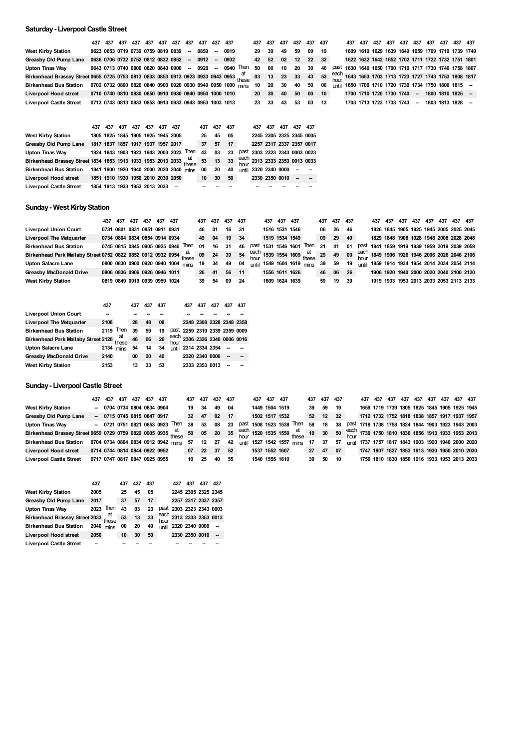## Saturday - Liverpool Castle Street

| | 437 | 437 | 437 | 437 | 437 | 437 | 437 | 437 | 437 | 437 | 437 | | 437 | 437 | 437 | 437 | 437 | 437 | | 437 | 437 | 437 | 437 | 437 | 437 | 437 | 437 | 437 | 437 |
|---|---|---|---|---|---|---|---|---|---|---|---|---|---|---|---|---|---|---|---|---|---|---|---|---|---|---|---|---|---|
| West Kirby Station | 0623 | 0653 | 0719 | 0739 | 0759 | 0819 | 0839 | -- | 0859 | -- | 0919 | | 29 | 39 | 49 | 59 | 09 | 19 | | 1609 | 1619 | 1629 | 1639 | 1649 | 1659 | 1709 | 1719 | 1739 | 1749 |
| Greasby Old Pump Lane | 0636 | 0706 | 0732 | 0752 | 0812 | 0832 | 0852 | -- | 0912 | -- | 0932 | | 42 | 52 | 02 | 12 | 22 | 32 | | 1622 | 1632 | 1642 | 1652 | 1702 | 1711 | 1722 | 1732 | 1751 | 1801 |
| Upton Tinas Way | 0643 | 0713 | 0740 | 0800 | 0820 | 0840 | 0900 | -- | 0920 | -- | 0940 | Then | 50 | 00 | 10 | 20 | 30 | 40 | past | 1630 | 1640 | 1650 | 1700 | 1710 | 1717 | 1730 | 1740 | 1758 | 1807 |
| Birkenhead Brassey Street | 0655 | 0725 | 0753 | 0813 | 0833 | 0853 | 0913 | 0923 | 0933 | 0943 | 0953 | at these | 03 | 13 | 23 | 33 | 43 | 53 | each hour | 1643 | 1653 | 1703 | 1713 | 1723 | 1727 | 1743 | 1753 | 1808 | 1817 |
| Birkenhead Bus Station | 0702 | 0732 | 0800 | 0820 | 0840 | 0900 | 0920 | 0930 | 0940 | 0950 | 1000 | mins | 10 | 20 | 30 | 40 | 50 | 00 | until | 1650 | 1700 | 1710 | 1720 | 1730 | 1734 | 1750 | 1800 | 1815 | -- |
| Liverpool Hood street | 0710 | 0740 | 0810 | 0830 | 0850 | 0910 | 0930 | 0940 | 0950 | 1000 | 1010 | | 20 | 30 | 40 | 50 | 00 | 10 | | 1700 | 1710 | 1720 | 1730 | 1740 | -- | 1800 | 1810 | 1825 | -- |
| Liverpool Castle Street | 0713 | 0743 | 0813 | 0833 | 0853 | 0913 | 0933 | 0943 | 0953 | 1003 | 1013 | | 23 | 33 | 43 | 53 | 03 | 13 | | 1703 | 1713 | 1723 | 1733 | 1743 | -- | 1803 | 1813 | 1828 | -- |

| | 437 | 437 | 437 | 437 | 437 | 437 | 437 | | 437 | 437 | 437 | | 437 | 437 | 437 | 437 | 437 |
|---|---|---|---|---|---|---|---|---|---|---|---|---|---|---|---|---|---|
| West Kirby Station | 1805 | 1825 | 1845 | 1905 | 1925 | 1945 | 2005 | | 25 | 45 | 05 | | 2245 | 2305 | 2325 | 2345 | 0005 |
| Greasby Old Pump Lane | 1817 | 1837 | 1857 | 1917 | 1937 | 1957 | 2017 | | 37 | 57 | 17 | | 2257 | 2317 | 2337 | 2357 | 0017 |
| Upton Tinas Way | 1824 | 1843 | 1903 | 1923 | 1943 | 2003 | 2023 | Then | 43 | 03 | 23 | past | 2303 | 2323 | 2343 | 0003 | 0023 |
| Birkenhead Brassey Street | 1834 | 1853 | 1913 | 1933 | 1953 | 2013 | 2033 | at these | 53 | 13 | 33 | each hour | 2313 | 2333 | 2353 | 0013 | 0033 |
| Birkenhead Bus Station | 1841 | 1900 | 1920 | 1940 | 2000 | 2020 | 2040 | mins | 00 | 20 | 40 | until | 2320 | 2340 | 0000 | -- | -- |
| Liverpool Hood street | 1851 | 1910 | 1930 | 1950 | 2010 | 2030 | 2050 | | 10 | 30 | 50 | | 2330 | 2350 | 0010 | -- | -- |
| Liverpool Castle Street | 1854 | 1913 | 1933 | 1953 | 2013 | 2033 | -- | | -- | -- | -- | | -- | -- | -- | -- | -- |

## Sunday - West Kirby Station

| | 437 | 437 | 437 | 437 | 437 | 437 | | 437 | 437 | 437 | 437 | | 437 | 437 | 437 | | 437 | 437 | 437 | | 437 | 437 | 437 | 437 | 437 | 437 | 437 | 437 |
|---|---|---|---|---|---|---|---|---|---|---|---|---|---|---|---|---|---|---|---|---|---|---|---|---|---|---|---|---|
| Liverpool Union Court | 0731 | 0801 | 0831 | 0851 | 0911 | 0931 | | 46 | 01 | 16 | 31 | | 1516 | 1531 | 1546 | | 06 | 26 | 46 | | 1826 | 1845 | 1905 | 1925 | 1945 | 2005 | 2025 | 2045 |
| Liverpool The Metquarter | 0734 | 0804 | 0834 | 0854 | 0914 | 0934 | | 49 | 04 | 19 | 34 | | 1519 | 1534 | 1549 | | 09 | 29 | 49 | | 1829 | 1848 | 1908 | 1928 | 1948 | 2008 | 2028 | 2048 |
| Birkenhead Bus Station | 0745 | 0815 | 0845 | 0905 | 0925 | 0946 | Then | 01 | 16 | 31 | 46 | past | 1531 | 1546 | 1601 | Then | 21 | 41 | 01 | past | 1841 | 1859 | 1919 | 1939 | 1959 | 2019 | 2039 | 2059 |
| Birkenhead Park Mallaby Street | 0752 | 0822 | 0852 | 0912 | 0932 | 0954 | at these | 09 | 24 | 39 | 54 | each hour | 1539 | 1554 | 1609 | at these | 29 | 49 | 09 | each hour | 1849 | 1906 | 1926 | 1946 | 2006 | 2026 | 2046 | 2106 |
| Upton Salacre Lane | 0800 | 0830 | 0900 | 0920 | 0940 | 1004 | mins | 19 | 34 | 49 | 04 | until | 1549 | 1604 | 1619 | mins | 39 | 59 | 19 | until | 1859 | 1914 | 1934 | 1954 | 2014 | 2034 | 2054 | 2114 |
| Greasby MacDonald Drive | 0806 | 0836 | 0906 | 0926 | 0946 | 1011 | | 26 | 41 | 56 | 11 | | 1556 | 1611 | 1626 | | 46 | 06 | 26 | | 1906 | 1920 | 1940 | 2000 | 2020 | 2040 | 2100 | 2120 |
| West Kirby Station | 0819 | 0849 | 0919 | 0939 | 0959 | 1024 | | 39 | 54 | 09 | 24 | | 1609 | 1624 | 1639 | | 59 | 19 | 39 | | 1919 | 1933 | 1953 | 2013 | 2033 | 2053 | 2113 | 2133 |

| | 437 | | 437 | 437 | 437 | | 437 | 437 | 437 | 437 | 437 |
|---|---|---|---|---|---|---|---|---|---|---|---|
| Liverpool Union Court | -- | | -- | -- | -- | | -- | -- | -- | -- | -- |
| Liverpool The Metquarter | 2108 | | 28 | 48 | 08 | | 2248 | 2308 | 2328 | 2348 | 2358 |
| Birkenhead Bus Station | 2119 | Then | 39 | 59 | 19 | past | 2259 | 2319 | 2339 | 2359 | 0009 |
| Birkenhead Park Mallaby Street | 2126 | at these | 46 | 06 | 26 | each hour | 2306 | 2326 | 2346 | 0006 | 0016 |
| Upton Salacre Lane | 2134 | mins | 54 | 14 | 34 | until | 2314 | 2334 | 2354 | -- | -- |
| Greasby MacDonald Drive | 2140 | | 00 | 20 | 40 | | 2320 | 2340 | 0000 | -- | -- |
| West Kirby Station | 2153 | | 13 | 33 | 53 | | 2333 | 2353 | 0013 | -- | -- |

## Sunday - Liverpool Castle Street

| | 437 | 437 | 437 | 437 | 437 | 437 | | 437 | 437 | 437 | 437 | | 437 | 437 | 437 | | 437 | 437 | 437 | | 437 | 437 | 437 | 437 | 437 | 437 | 437 | 437 | 437 |
|---|---|---|---|---|---|---|---|---|---|---|---|---|---|---|---|---|---|---|---|---|---|---|---|---|---|---|---|---|---|
| West Kirby Station | -- | 0704 | 0734 | 0804 | 0834 | 0904 | | 19 | 34 | 49 | 04 | | 1449 | 1504 | 1519 | | 39 | 59 | 19 | | 1659 | 1719 | 1739 | 1805 | 1825 | 1845 | 1905 | 1925 | 1945 |
| Greasby Old Pump Lane | -- | 0715 | 0745 | 0815 | 0847 | 0917 | | 32 | 47 | 02 | 17 | | 1502 | 1517 | 1532 | | 52 | 12 | 32 | | 1712 | 1732 | 1752 | 1818 | 1838 | 1857 | 1917 | 1937 | 1957 |
| Upton Tinas Way | -- | 0721 | 0751 | 0821 | 0853 | 0923 | Then | 38 | 53 | 08 | 23 | past | 1508 | 1523 | 1538 | Then | 58 | 18 | 38 | past | 1718 | 1738 | 1758 | 1824 | 1844 | 1903 | 1923 | 1943 | 2003 |
| Birkenhead Brassey Street | 0659 | 0729 | 0759 | 0829 | 0905 | 0935 | at these | 50 | 05 | 20 | 35 | each hour | 1520 | 1535 | 1550 | at these | 10 | 30 | 50 | each hour | 1730 | 1750 | 1810 | 1836 | 1856 | 1913 | 1933 | 1953 | 2013 |
| Birkenhead Bus Station | 0704 | 0734 | 0804 | 0834 | 0912 | 0942 | mins | 57 | 12 | 27 | 42 | until | 1527 | 1542 | 1557 | mins | 17 | 37 | 57 | until | 1737 | 1757 | 1817 | 1843 | 1903 | 1920 | 1940 | 2000 | 2020 |
| Liverpool Hood street | 0714 | 0744 | 0814 | 0844 | 0922 | 0952 | | 07 | 22 | 37 | 52 | | 1537 | 1552 | 1607 | | 27 | 47 | 07 | | 1747 | 1807 | 1827 | 1853 | 1913 | 1930 | 1950 | 2010 | 2030 |
| Liverpool Castle Street | 0717 | 0747 | 0817 | 0847 | 0925 | 0955 | | 10 | 25 | 40 | 55 | | 1540 | 1555 | 1610 | | 30 | 50 | 10 | | 1750 | 1810 | 1830 | 1856 | 1916 | 1933 | 1953 | 2013 | 2033 |

| | 437 | | 437 | 437 | 437 | | 437 | 437 | 437 | 437 |
|---|---|---|---|---|---|---|---|---|---|---|
| West Kirby Station | 2005 | | 25 | 45 | 05 | | 2245 | 2305 | 2325 | 2345 |
| Greasby Old Pump Lane | 2017 | | 37 | 57 | 17 | | 2257 | 2317 | 2337 | 2357 |
| Upton Tinas Way | 2023 | Then | 43 | 03 | 23 | past | 2303 | 2323 | 2343 | 0003 |
| Birkenhead Brassey Street | 2033 | at these | 53 | 13 | 33 | each hour | 2313 | 2333 | 2353 | 0013 |
| Birkenhead Bus Station | 2040 | mins | 00 | 20 | 40 | until | 2320 | 2340 | 0000 | -- |
| Liverpool Hood street | 2050 | | 10 | 30 | 50 | | 2330 | 2350 | 0010 | -- |
| Liverpool Castle Street | -- | | -- | -- | -- | | -- | -- | -- | -- |